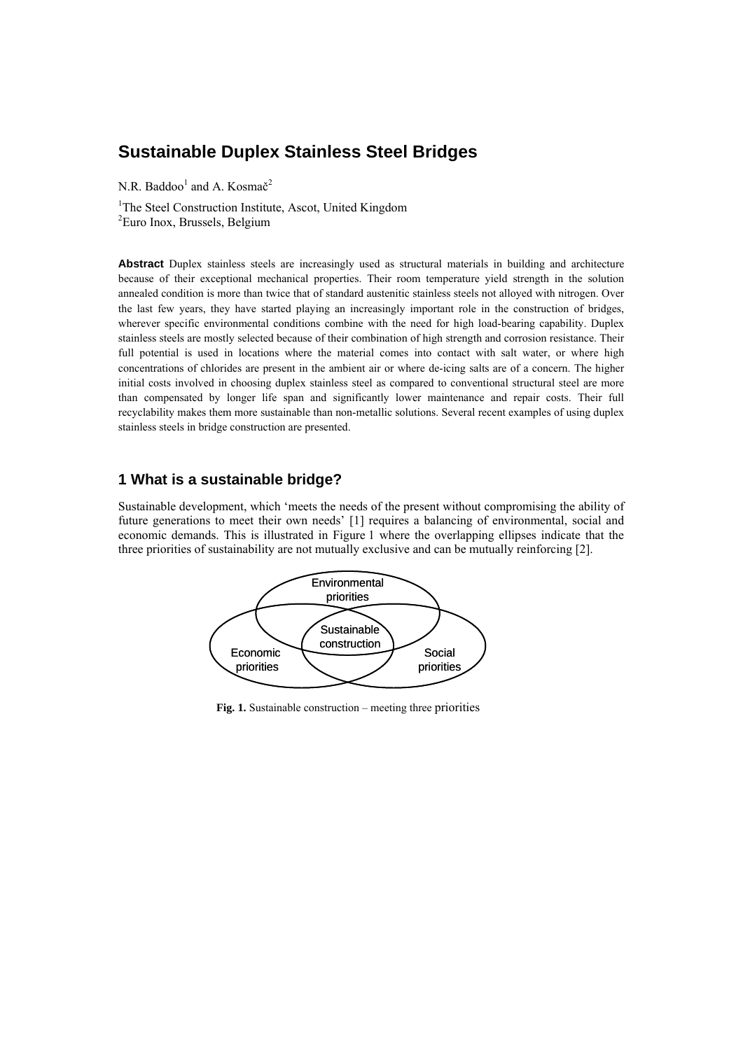# Sustainable Duplex Stainless Steel Bridges

N.R. Baddoo[1] and A. Kosmač[2]

[1]The Steel Construction Institute, Ascot, United Kingdom
[2]Euro Inox, Brussels, Belgium

**Abstract** Duplex stainless steels are increasingly used as structural materials in building and architecture because of their exceptional mechanical properties. Their room temperature yield strength in the solution annealed condition is more than twice that of standard austenitic stainless steels not alloyed with nitrogen. Over the last few years, they have started playing an increasingly important role in the construction of bridges, wherever specific environmental conditions combine with the need for high load-bearing capability. Duplex stainless steels are mostly selected because of their combination of high strength and corrosion resistance. Their full potential is used in locations where the material comes into contact with salt water, or where high concentrations of chlorides are present in the ambient air or where de-icing salts are of a concern. The higher initial costs involved in choosing duplex stainless steel as compared to conventional structural steel are more than compensated by longer life span and significantly lower maintenance and repair costs. Their full recyclability makes them more sustainable than non-metallic solutions. Several recent examples of using duplex stainless steels in bridge construction are presented.

## 1 What is a sustainable bridge?

Sustainable development, which 'meets the needs of the present without compromising the ability of future generations to meet their own needs' [1] requires a balancing of environmental, social and economic demands. This is illustrated in Figure 1 where the overlapping ellipses indicate that the three priorities of sustainability are not mutually exclusive and can be mutually reinforcing [2].

Environmental priorities

Sustainable construction

Economic priorities

Social priorities

**Fig. 1.** Sustainable construction – meeting three priorities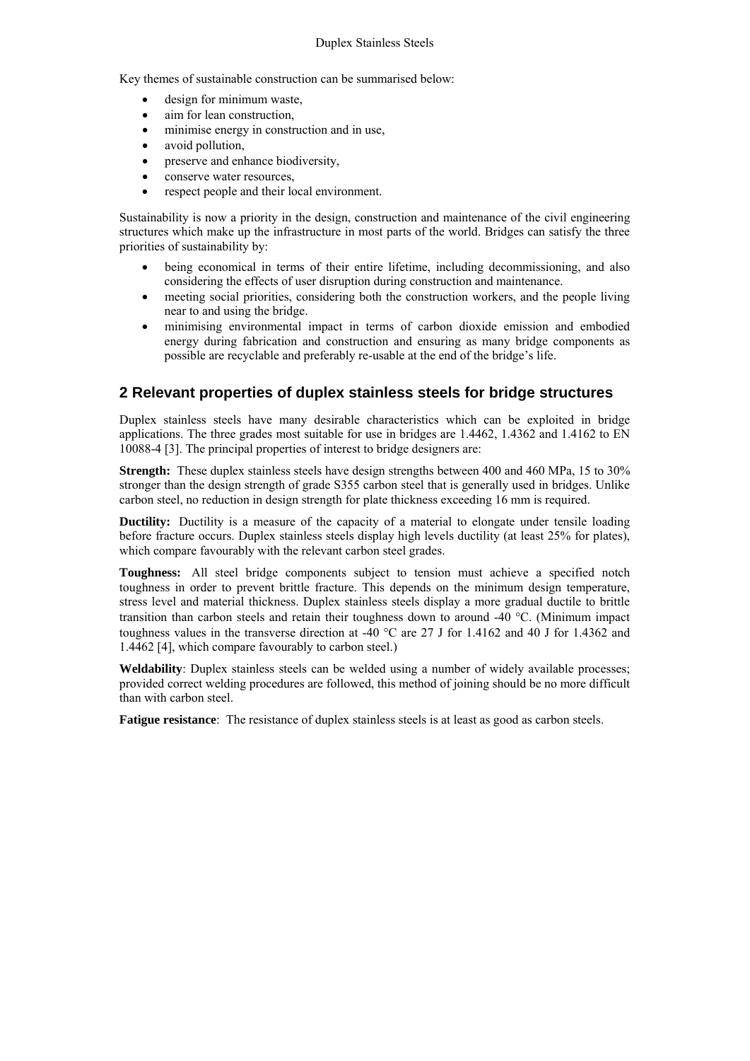Key themes of sustainable construction can be summarised below:

- design for minimum waste,
- aim for lean construction,
- minimise energy in construction and in use,
- avoid pollution,
- preserve and enhance biodiversity,
- conserve water resources,
- respect people and their local environment.

Sustainability is now a priority in the design, construction and maintenance of the civil engineering structures which make up the infrastructure in most parts of the world. Bridges can satisfy the three priorities of sustainability by:

- being economical in terms of their entire lifetime, including decommissioning, and also considering the effects of user disruption during construction and maintenance.
- meeting social priorities, considering both the construction workers, and the people living near to and using the bridge.
- minimising environmental impact in terms of carbon dioxide emission and embodied energy during fabrication and construction and ensuring as many bridge components as possible are recyclable and preferably re-usable at the end of the bridge's life.

## 2 Relevant properties of duplex stainless steels for bridge structures

Duplex stainless steels have many desirable characteristics which can be exploited in bridge applications. The three grades most suitable for use in bridges are 1.4462, 1.4362 and 1.4162 to EN 10088-4 [3]. The principal properties of interest to bridge designers are:

**Strength:** These duplex stainless steels have design strengths between 400 and 460 MPa, 15 to 30% stronger than the design strength of grade S355 carbon steel that is generally used in bridges. Unlike carbon steel, no reduction in design strength for plate thickness exceeding 16 mm is required.

**Ductility:** Ductility is a measure of the capacity of a material to elongate under tensile loading before fracture occurs. Duplex stainless steels display high levels ductility (at least 25% for plates), which compare favourably with the relevant carbon steel grades.

**Toughness:** All steel bridge components subject to tension must achieve a specified notch toughness in order to prevent brittle fracture. This depends on the minimum design temperature, stress level and material thickness. Duplex stainless steels display a more gradual ductile to brittle transition than carbon steels and retain their toughness down to around -40 °C. (Minimum impact toughness values in the transverse direction at -40 °C are 27 J for 1.4162 and 40 J for 1.4362 and 1.4462 [4], which compare favourably to carbon steel.)

**Weldability**: Duplex stainless steels can be welded using a number of widely available processes; provided correct welding procedures are followed, this method of joining should be no more difficult than with carbon steel.

**Fatigue resistance**: The resistance of duplex stainless steels is at least as good as carbon steels.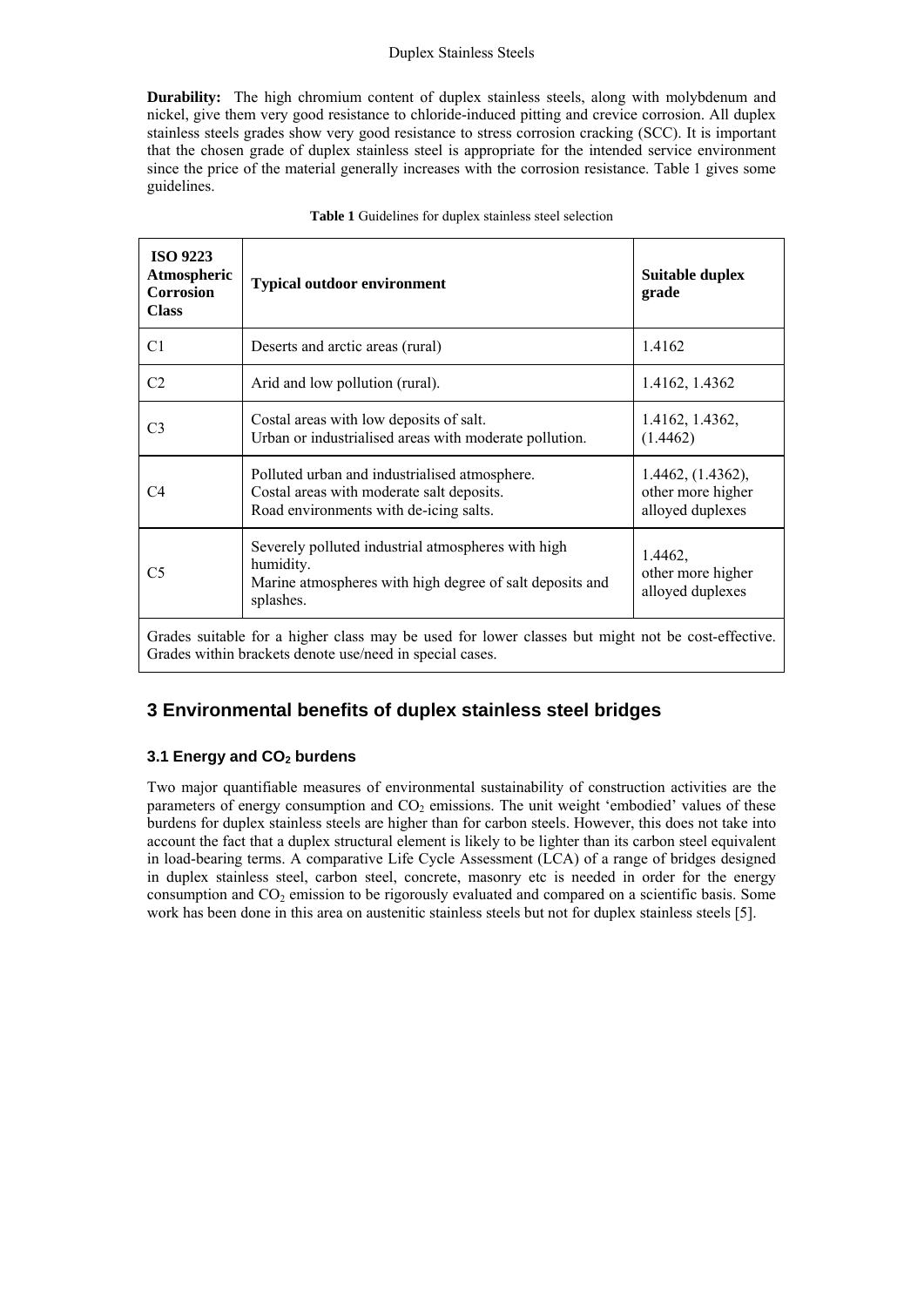**Durability:** The high chromium content of duplex stainless steels, along with molybdenum and nickel, give them very good resistance to chloride-induced pitting and crevice corrosion. All duplex stainless steels grades show very good resistance to stress corrosion cracking (SCC). It is important that the chosen grade of duplex stainless steel is appropriate for the intended service environment since the price of the material generally increases with the corrosion resistance. Table 1 gives some guidelines.

**Table 1** Guidelines for duplex stainless steel selection

| ISO 9223 Atmospheric Corrosion Class | Typical outdoor environment | Suitable duplex grade |
|---|---|---|
| C1 | Deserts and arctic areas (rural) | 1.4162 |
| C2 | Arid and low pollution (rural). | 1.4162, 1.4362 |
| C3 | Costal areas with low deposits of salt.<br>Urban or industrialised areas with moderate pollution. | 1.4162, 1.4362, (1.4462) |
| C4 | Polluted urban and industrialised atmosphere.<br>Costal areas with moderate salt deposits.<br>Road environments with de-icing salts. | 1.4462, (1.4362), other more higher alloyed duplexes |
| C5 | Severely polluted industrial atmospheres with high humidity.<br>Marine atmospheres with high degree of salt deposits and splashes. | 1.4462, other more higher alloyed duplexes |
| Grades suitable for a higher class may be used for lower classes but might not be cost-effective. Grades within brackets denote use/need in special cases. | | |

## 3 Environmental benefits of duplex stainless steel bridges

### 3.1 Energy and $CO_2$ burdens

Two major quantifiable measures of environmental sustainability of construction activities are the parameters of energy consumption and $CO_2$ emissions. The unit weight 'embodied' values of these burdens for duplex stainless steels are higher than for carbon steels. However, this does not take into account the fact that a duplex structural element is likely to be lighter than its carbon steel equivalent in load-bearing terms. A comparative Life Cycle Assessment (LCA) of a range of bridges designed in duplex stainless steel, carbon steel, concrete, masonry etc is needed in order for the energy consumption and $CO_2$ emission to be rigorously evaluated and compared on a scientific basis. Some work has been done in this area on austenitic stainless steels but not for duplex stainless steels [5].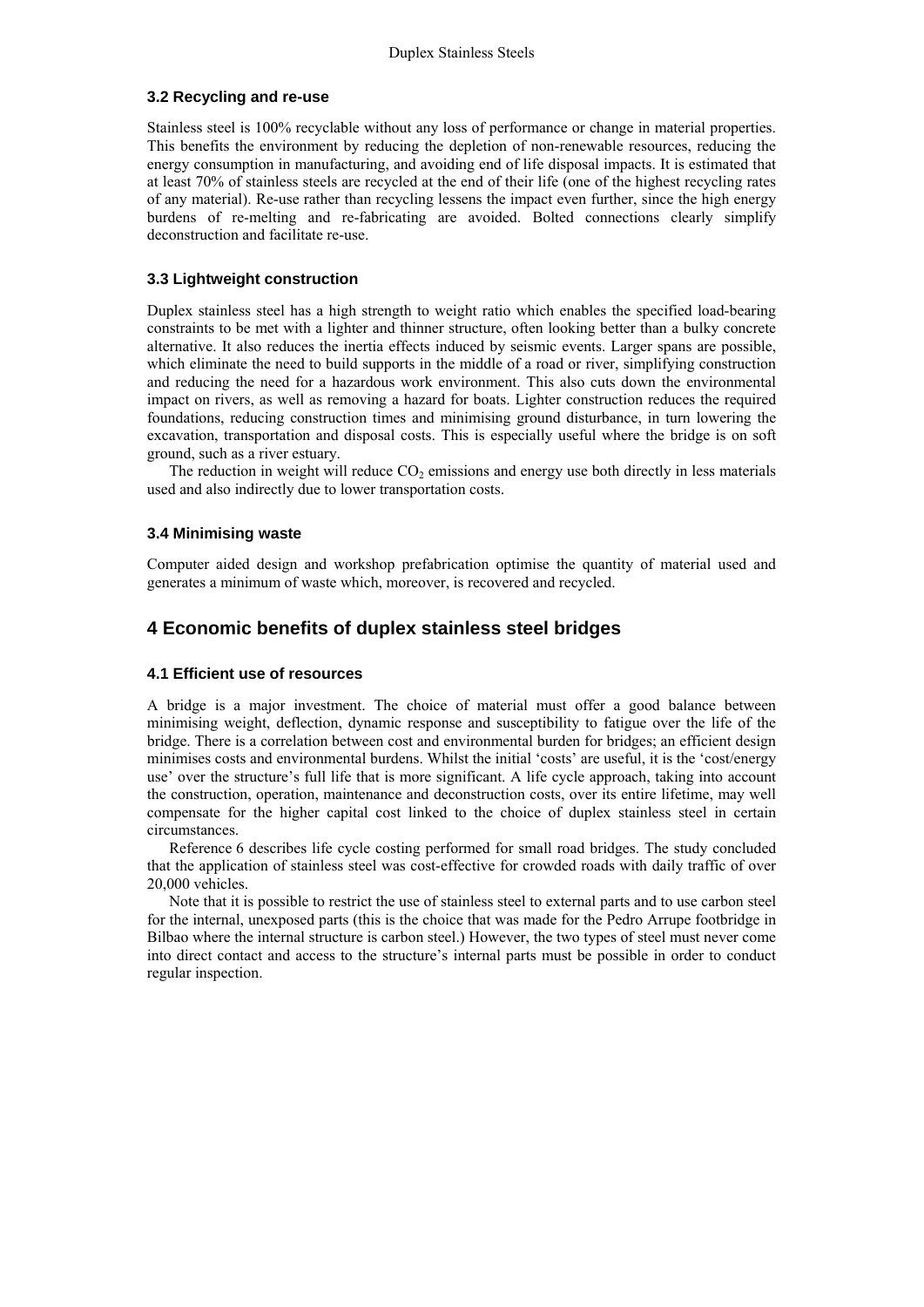### 3.2 Recycling and re-use

Stainless steel is 100% recyclable without any loss of performance or change in material properties. This benefits the environment by reducing the depletion of non-renewable resources, reducing the energy consumption in manufacturing, and avoiding end of life disposal impacts. It is estimated that at least 70% of stainless steels are recycled at the end of their life (one of the highest recycling rates of any material). Re-use rather than recycling lessens the impact even further, since the high energy burdens of re-melting and re-fabricating are avoided. Bolted connections clearly simplify deconstruction and facilitate re-use.

### 3.3 Lightweight construction

Duplex stainless steel has a high strength to weight ratio which enables the specified load-bearing constraints to be met with a lighter and thinner structure, often looking better than a bulky concrete alternative. It also reduces the inertia effects induced by seismic events. Larger spans are possible, which eliminate the need to build supports in the middle of a road or river, simplifying construction and reducing the need for a hazardous work environment. This also cuts down the environmental impact on rivers, as well as removing a hazard for boats. Lighter construction reduces the required foundations, reducing construction times and minimising ground disturbance, in turn lowering the excavation, transportation and disposal costs. This is especially useful where the bridge is on soft ground, such as a river estuary.

The reduction in weight will reduce $CO_2$ emissions and energy use both directly in less materials used and also indirectly due to lower transportation costs.

### 3.4 Minimising waste

Computer aided design and workshop prefabrication optimise the quantity of material used and generates a minimum of waste which, moreover, is recovered and recycled.

## 4 Economic benefits of duplex stainless steel bridges

### 4.1 Efficient use of resources

A bridge is a major investment. The choice of material must offer a good balance between minimising weight, deflection, dynamic response and susceptibility to fatigue over the life of the bridge. There is a correlation between cost and environmental burden for bridges; an efficient design minimises costs and environmental burdens. Whilst the initial 'costs' are useful, it is the 'cost/energy use' over the structure's full life that is more significant. A life cycle approach, taking into account the construction, operation, maintenance and deconstruction costs, over its entire lifetime, may well compensate for the higher capital cost linked to the choice of duplex stainless steel in certain circumstances.

Reference 6 describes life cycle costing performed for small road bridges. The study concluded that the application of stainless steel was cost-effective for crowded roads with daily traffic of over 20,000 vehicles.

Note that it is possible to restrict the use of stainless steel to external parts and to use carbon steel for the internal, unexposed parts (this is the choice that was made for the Pedro Arrupe footbridge in Bilbao where the internal structure is carbon steel.) However, the two types of steel must never come into direct contact and access to the structure's internal parts must be possible in order to conduct regular inspection.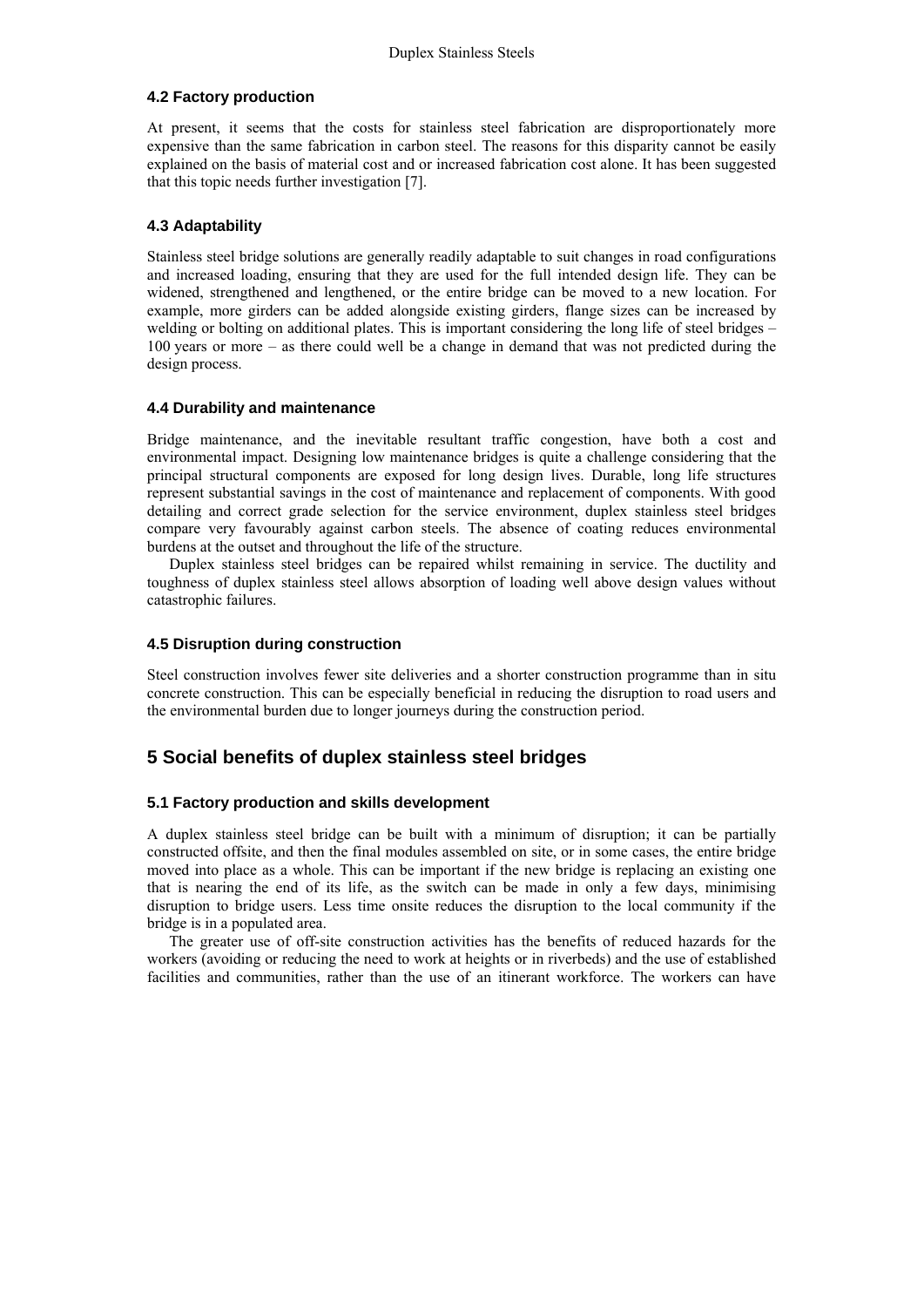### 4.2 Factory production

At present, it seems that the costs for stainless steel fabrication are disproportionately more expensive than the same fabrication in carbon steel. The reasons for this disparity cannot be easily explained on the basis of material cost and or increased fabrication cost alone. It has been suggested that this topic needs further investigation [7].

### 4.3 Adaptability

Stainless steel bridge solutions are generally readily adaptable to suit changes in road configurations and increased loading, ensuring that they are used for the full intended design life. They can be widened, strengthened and lengthened, or the entire bridge can be moved to a new location. For example, more girders can be added alongside existing girders, flange sizes can be increased by welding or bolting on additional plates. This is important considering the long life of steel bridges – 100 years or more – as there could well be a change in demand that was not predicted during the design process.

### 4.4 Durability and maintenance

Bridge maintenance, and the inevitable resultant traffic congestion, have both a cost and environmental impact. Designing low maintenance bridges is quite a challenge considering that the principal structural components are exposed for long design lives. Durable, long life structures represent substantial savings in the cost of maintenance and replacement of components. With good detailing and correct grade selection for the service environment, duplex stainless steel bridges compare very favourably against carbon steels. The absence of coating reduces environmental burdens at the outset and throughout the life of the structure.

Duplex stainless steel bridges can be repaired whilst remaining in service. The ductility and toughness of duplex stainless steel allows absorption of loading well above design values without catastrophic failures.

### 4.5 Disruption during construction

Steel construction involves fewer site deliveries and a shorter construction programme than in situ concrete construction. This can be especially beneficial in reducing the disruption to road users and the environmental burden due to longer journeys during the construction period.

## 5 Social benefits of duplex stainless steel bridges

### 5.1 Factory production and skills development

A duplex stainless steel bridge can be built with a minimum of disruption; it can be partially constructed offsite, and then the final modules assembled on site, or in some cases, the entire bridge moved into place as a whole. This can be important if the new bridge is replacing an existing one that is nearing the end of its life, as the switch can be made in only a few days, minimising disruption to bridge users. Less time onsite reduces the disruption to the local community if the bridge is in a populated area.

The greater use of off-site construction activities has the benefits of reduced hazards for the workers (avoiding or reducing the need to work at heights or in riverbeds) and the use of established facilities and communities, rather than the use of an itinerant workforce. The workers can have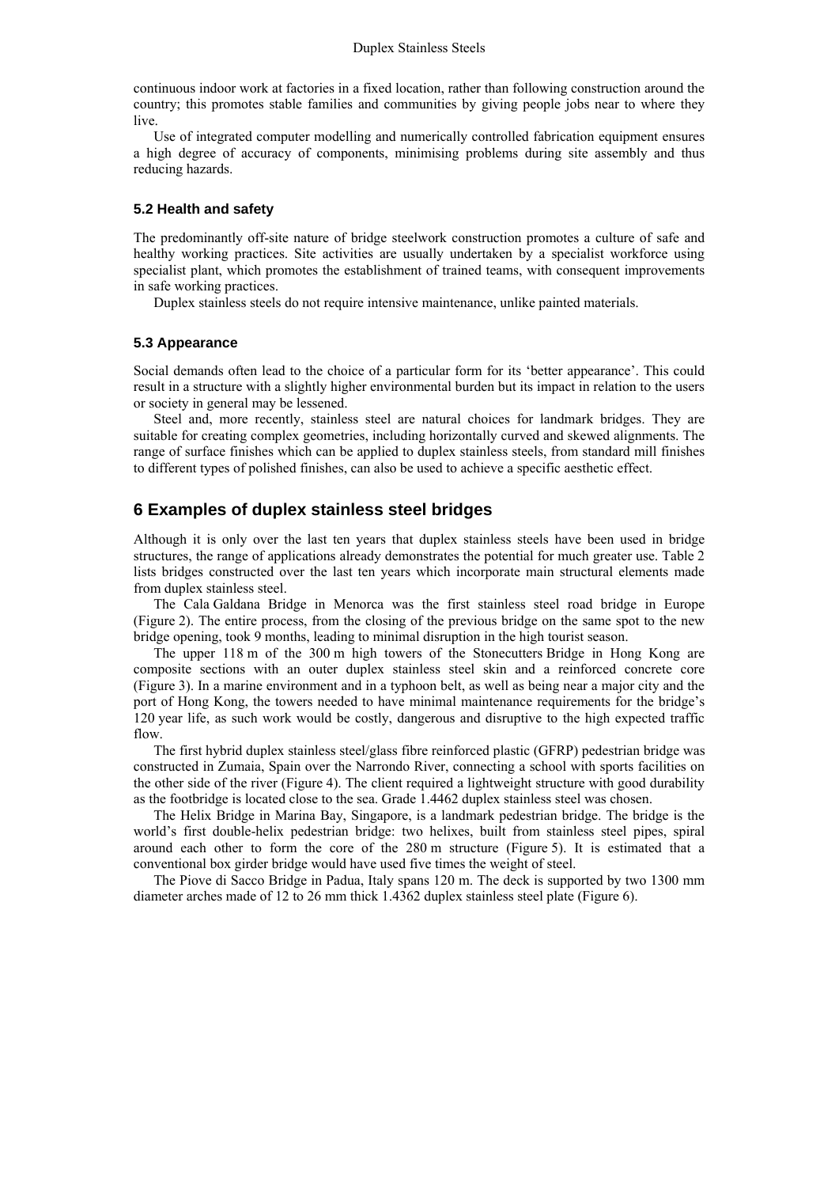continuous indoor work at factories in a fixed location, rather than following construction around the country; this promotes stable families and communities by giving people jobs near to where they live.

Use of integrated computer modelling and numerically controlled fabrication equipment ensures a high degree of accuracy of components, minimising problems during site assembly and thus reducing hazards.

### 5.2 Health and safety

The predominantly off-site nature of bridge steelwork construction promotes a culture of safe and healthy working practices. Site activities are usually undertaken by a specialist workforce using specialist plant, which promotes the establishment of trained teams, with consequent improvements in safe working practices.

Duplex stainless steels do not require intensive maintenance, unlike painted materials.

### 5.3 Appearance

Social demands often lead to the choice of a particular form for its 'better appearance'. This could result in a structure with a slightly higher environmental burden but its impact in relation to the users or society in general may be lessened.

Steel and, more recently, stainless steel are natural choices for landmark bridges. They are suitable for creating complex geometries, including horizontally curved and skewed alignments. The range of surface finishes which can be applied to duplex stainless steels, from standard mill finishes to different types of polished finishes, can also be used to achieve a specific aesthetic effect.

## 6 Examples of duplex stainless steel bridges

Although it is only over the last ten years that duplex stainless steels have been used in bridge structures, the range of applications already demonstrates the potential for much greater use. Table 2 lists bridges constructed over the last ten years which incorporate main structural elements made from duplex stainless steel.

The Cala Galdana Bridge in Menorca was the first stainless steel road bridge in Europe (Figure 2). The entire process, from the closing of the previous bridge on the same spot to the new bridge opening, took 9 months, leading to minimal disruption in the high tourist season.

The upper 118 m of the 300 m high towers of the Stonecutters Bridge in Hong Kong are composite sections with an outer duplex stainless steel skin and a reinforced concrete core (Figure 3). In a marine environment and in a typhoon belt, as well as being near a major city and the port of Hong Kong, the towers needed to have minimal maintenance requirements for the bridge's 120 year life, as such work would be costly, dangerous and disruptive to the high expected traffic flow.

The first hybrid duplex stainless steel/glass fibre reinforced plastic (GFRP) pedestrian bridge was constructed in Zumaia, Spain over the Narrondo River, connecting a school with sports facilities on the other side of the river (Figure 4). The client required a lightweight structure with good durability as the footbridge is located close to the sea. Grade 1.4462 duplex stainless steel was chosen.

The Helix Bridge in Marina Bay, Singapore, is a landmark pedestrian bridge. The bridge is the world's first double-helix pedestrian bridge: two helixes, built from stainless steel pipes, spiral around each other to form the core of the 280 m structure (Figure 5). It is estimated that a conventional box girder bridge would have used five times the weight of steel.

The Piove di Sacco Bridge in Padua, Italy spans 120 m. The deck is supported by two 1300 mm diameter arches made of 12 to 26 mm thick 1.4362 duplex stainless steel plate (Figure 6).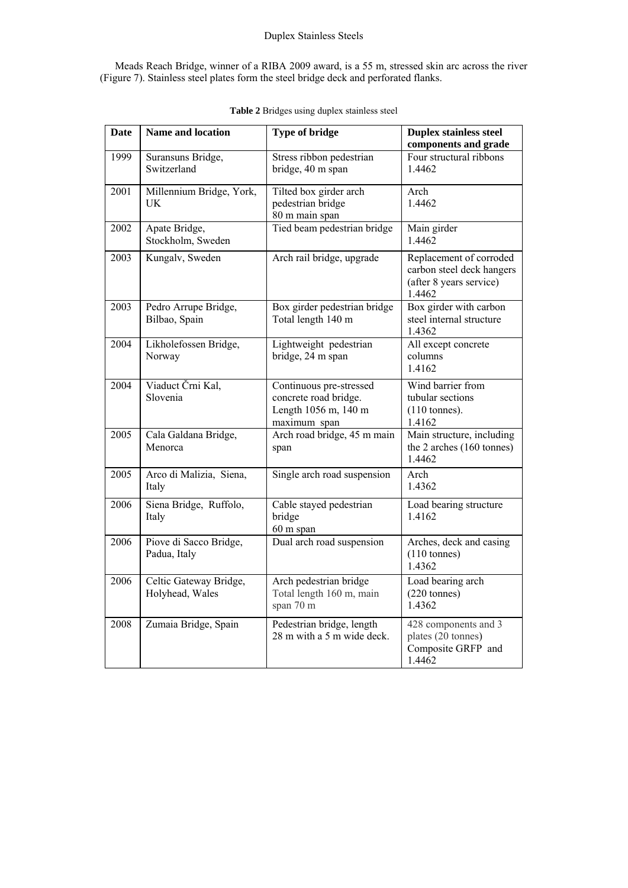Meads Reach Bridge, winner of a RIBA 2009 award, is a 55 m, stressed skin arc across the river (Figure 7). Stainless steel plates form the steel bridge deck and perforated flanks.

**Table 2** Bridges using duplex stainless steel

| Date | Name and location | Type of bridge | Duplex stainless steel components and grade |
|---|---|---|---|
| 1999 | Suransuns Bridge, Switzerland | Stress ribbon pedestrian bridge, 40 m span | Four structural ribbons 1.4462 |
| 2001 | Millennium Bridge, York, UK | Tilted box girder arch pedestrian bridge 80 m main span | Arch 1.4462 |
| 2002 | Apate Bridge, Stockholm, Sweden | Tied beam pedestrian bridge | Main girder 1.4462 |
| 2003 | Kungalv, Sweden | Arch rail bridge, upgrade | Replacement of corroded carbon steel deck hangers (after 8 years service) 1.4462 |
| 2003 | Pedro Arrupe Bridge, Bilbao, Spain | Box girder pedestrian bridge Total length 140 m | Box girder with carbon steel internal structure 1.4362 |
| 2004 | Likholefossen Bridge, Norway | Lightweight pedestrian bridge, 24 m span | All except concrete columns 1.4162 |
| 2004 | Viaduct Črni Kal, Slovenia | Continuous pre-stressed concrete road bridge. Length 1056 m, 140 m maximum span | Wind barrier from tubular sections (110 tonnes). 1.4162 |
| 2005 | Cala Galdana Bridge, Menorca | Arch road bridge, 45 m main span | Main structure, including the 2 arches (160 tonnes) 1.4462 |
| 2005 | Arco di Malizia, Siena, Italy | Single arch road suspension | Arch 1.4362 |
| 2006 | Siena Bridge, Ruffolo, Italy | Cable stayed pedestrian bridge 60 m span | Load bearing structure 1.4162 |
| 2006 | Piove di Sacco Bridge, Padua, Italy | Dual arch road suspension | Arches, deck and casing (110 tonnes) 1.4362 |
| 2006 | Celtic Gateway Bridge, Holyhead, Wales | Arch pedestrian bridge Total length 160 m, main span 70 m | Load bearing arch (220 tonnes) 1.4362 |
| 2008 | Zumaia Bridge, Spain | Pedestrian bridge, length 28 m with a 5 m wide deck. | 428 components and 3 plates (20 tonnes) Composite GRFP and 1.4462 |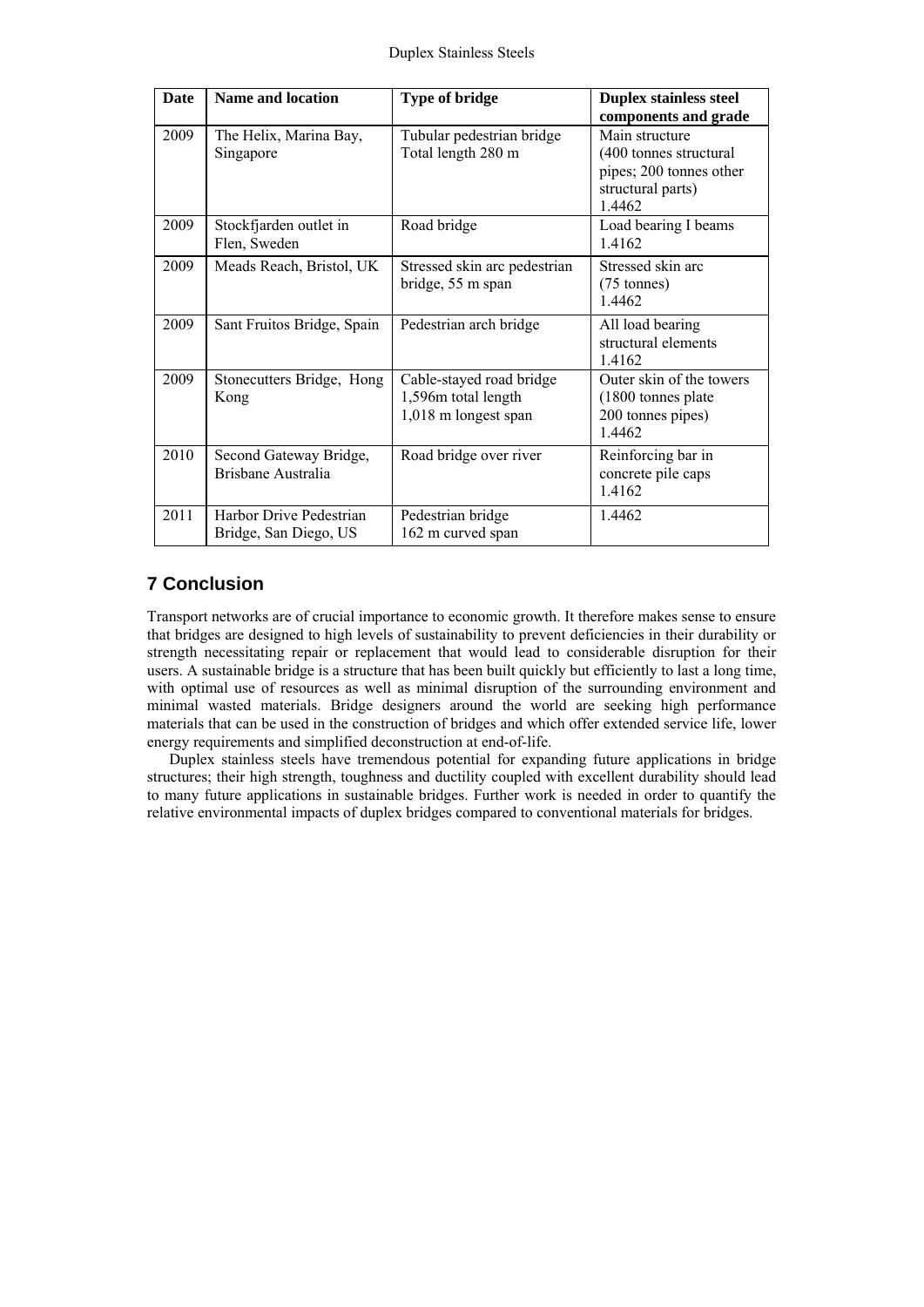| Date | Name and location | Type of bridge | Duplex stainless steel components and grade |
|---|---|---|---|
| 2009 | The Helix, Marina Bay, Singapore | Tubular pedestrian bridge<br>Total length 280 m | Main structure (400 tonnes structural pipes; 200 tonnes other structural parts)<br>1.4462 |
| 2009 | Stockfjarden outlet in Flen, Sweden | Road bridge | Load bearing I beams<br>1.4162 |
| 2009 | Meads Reach, Bristol, UK | Stressed skin arc pedestrian bridge, 55 m span | Stressed skin arc (75 tonnes)<br>1.4462 |
| 2009 | Sant Fruitos Bridge, Spain | Pedestrian arch bridge | All load bearing structural elements<br>1.4162 |
| 2009 | Stonecutters Bridge, Hong Kong | Cable-stayed road bridge<br>1,596m total length<br>1,018 m longest span | Outer skin of the towers (1800 tonnes plate 200 tonnes pipes)<br>1.4462 |
| 2010 | Second Gateway Bridge, Brisbane Australia | Road bridge over river | Reinforcing bar in concrete pile caps<br>1.4162 |
| 2011 | Harbor Drive Pedestrian Bridge, San Diego, US | Pedestrian bridge<br>162 m curved span | 1.4462 |

## 7 Conclusion

Transport networks are of crucial importance to economic growth. It therefore makes sense to ensure that bridges are designed to high levels of sustainability to prevent deficiencies in their durability or strength necessitating repair or replacement that would lead to considerable disruption for their users. A sustainable bridge is a structure that has been built quickly but efficiently to last a long time, with optimal use of resources as well as minimal disruption of the surrounding environment and minimal wasted materials. Bridge designers around the world are seeking high performance materials that can be used in the construction of bridges and which offer extended service life, lower energy requirements and simplified deconstruction at end-of-life.

Duplex stainless steels have tremendous potential for expanding future applications in bridge structures; their high strength, toughness and ductility coupled with excellent durability should lead to many future applications in sustainable bridges. Further work is needed in order to quantify the relative environmental impacts of duplex bridges compared to conventional materials for bridges.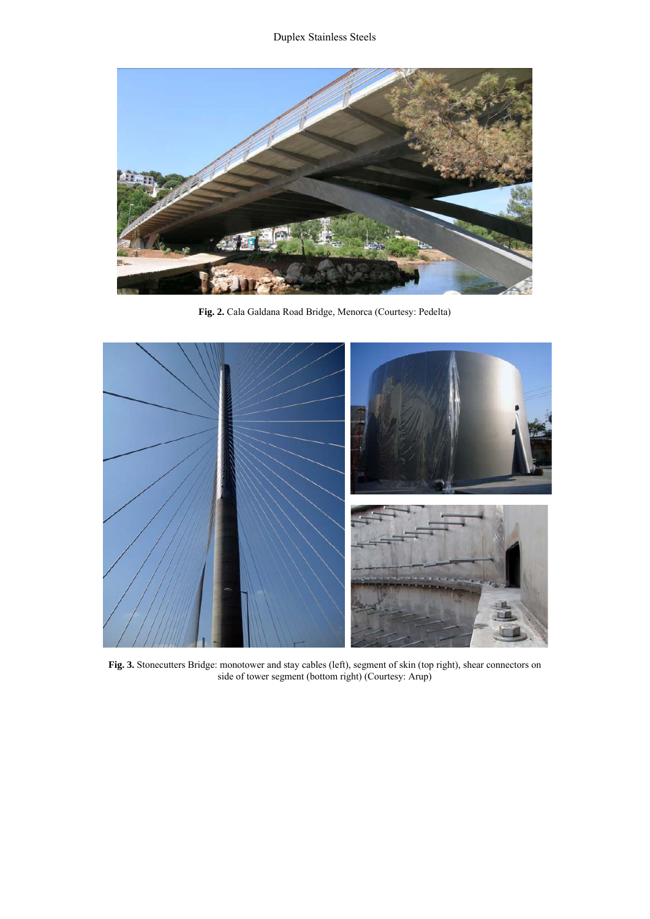**Fig. 2.** Cala Galdana Road Bridge, Menorca (Courtesy: Pedelta)

**Fig. 3.** Stonecutters Bridge: monotower and stay cables (left), segment of skin (top right), shear connectors on side of tower segment (bottom right) (Courtesy: Arup)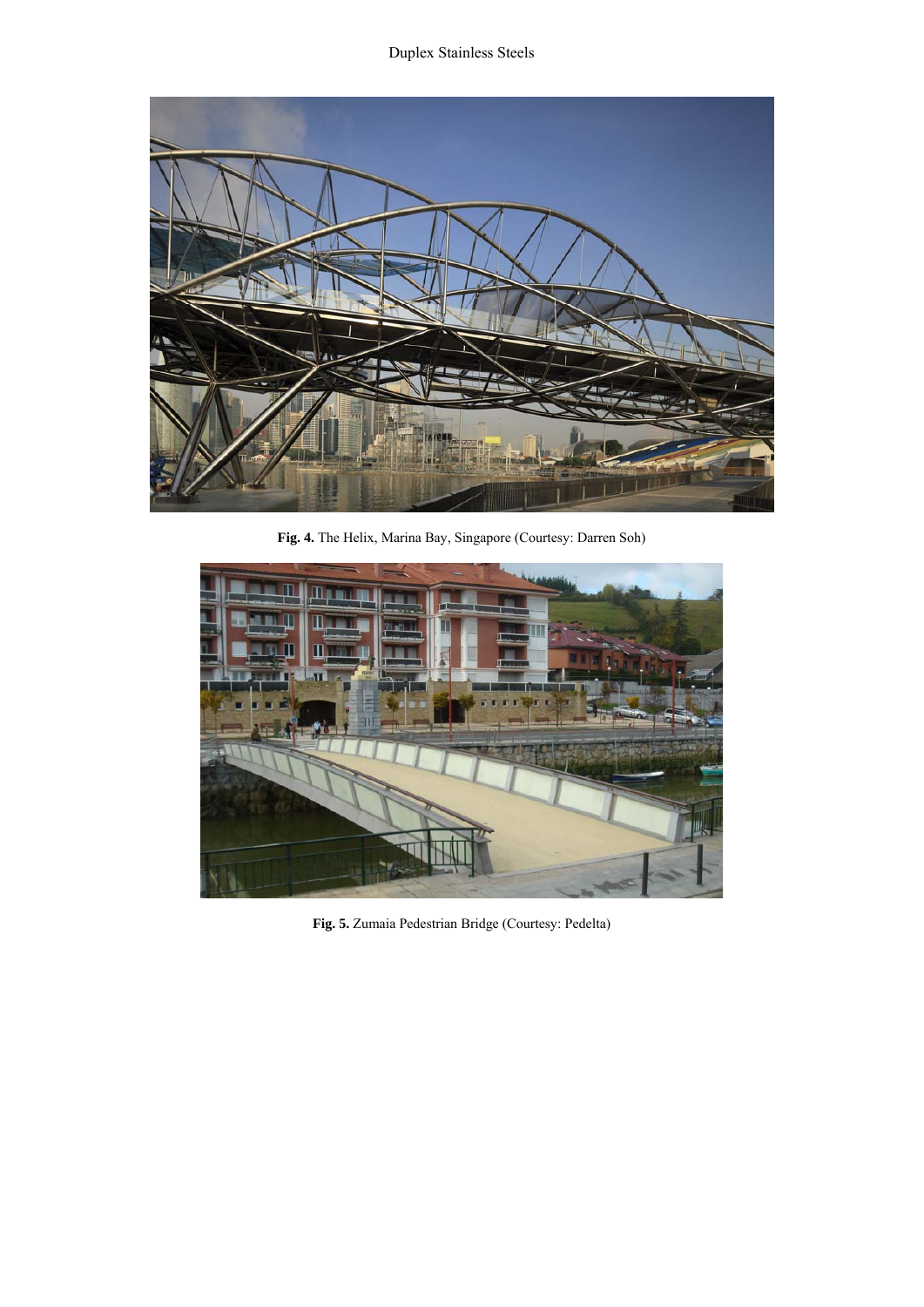**Fig. 4.** The Helix, Marina Bay, Singapore (Courtesy: Darren Soh)

**Fig. 5.** Zumaia Pedestrian Bridge (Courtesy: Pedelta)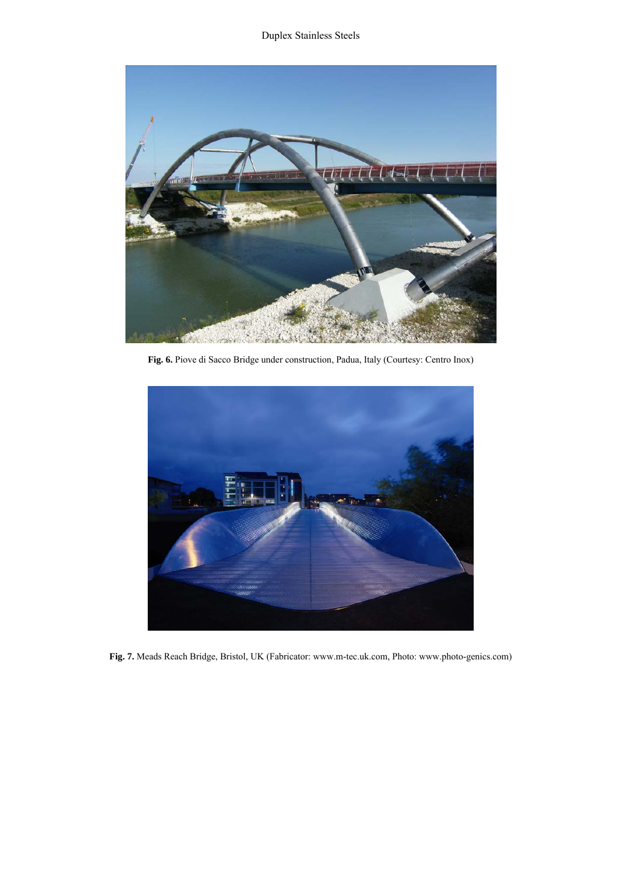**Fig. 6.** Piove di Sacco Bridge under construction, Padua, Italy (Courtesy: Centro Inox)

**Fig. 7.** Meads Reach Bridge, Bristol, UK (Fabricator: www.m-tec.uk.com, Photo: www.photo-genics.com)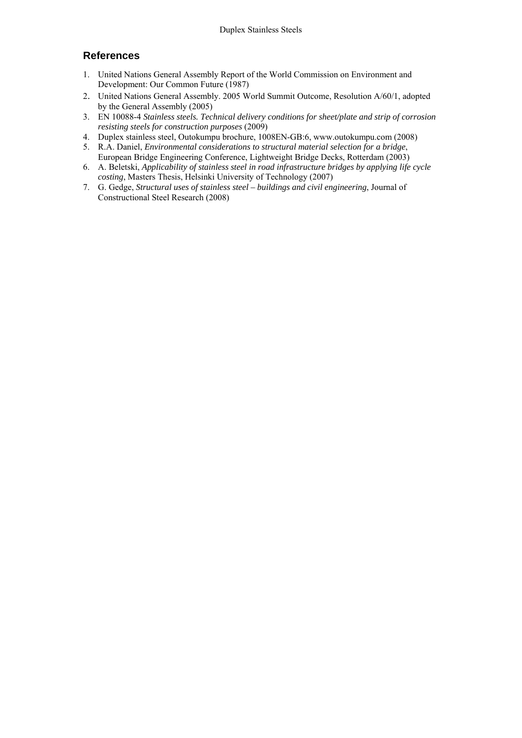## References

1. United Nations General Assembly Report of the World Commission on Environment and Development: Our Common Future (1987)
2. United Nations General Assembly. 2005 World Summit Outcome, Resolution A/60/1, adopted by the General Assembly (2005)
3. EN 10088-4 *Stainless steels. Technical delivery conditions for sheet/plate and strip of corrosion resisting steels for construction purposes* (2009)
4. Duplex stainless steel, Outokumpu brochure, 1008EN-GB:6, www.outokumpu.com (2008)
5. R.A. Daniel, *Environmental considerations to structural material selection for a bridge*, European Bridge Engineering Conference, Lightweight Bridge Decks, Rotterdam (2003)
6. A. Beletski, *Applicability of stainless steel in road infrastructure bridges by applying life cycle costing*, Masters Thesis, Helsinki University of Technology (2007)
7. G. Gedge, *Structural uses of stainless steel – buildings and civil engineering*, Journal of Constructional Steel Research (2008)